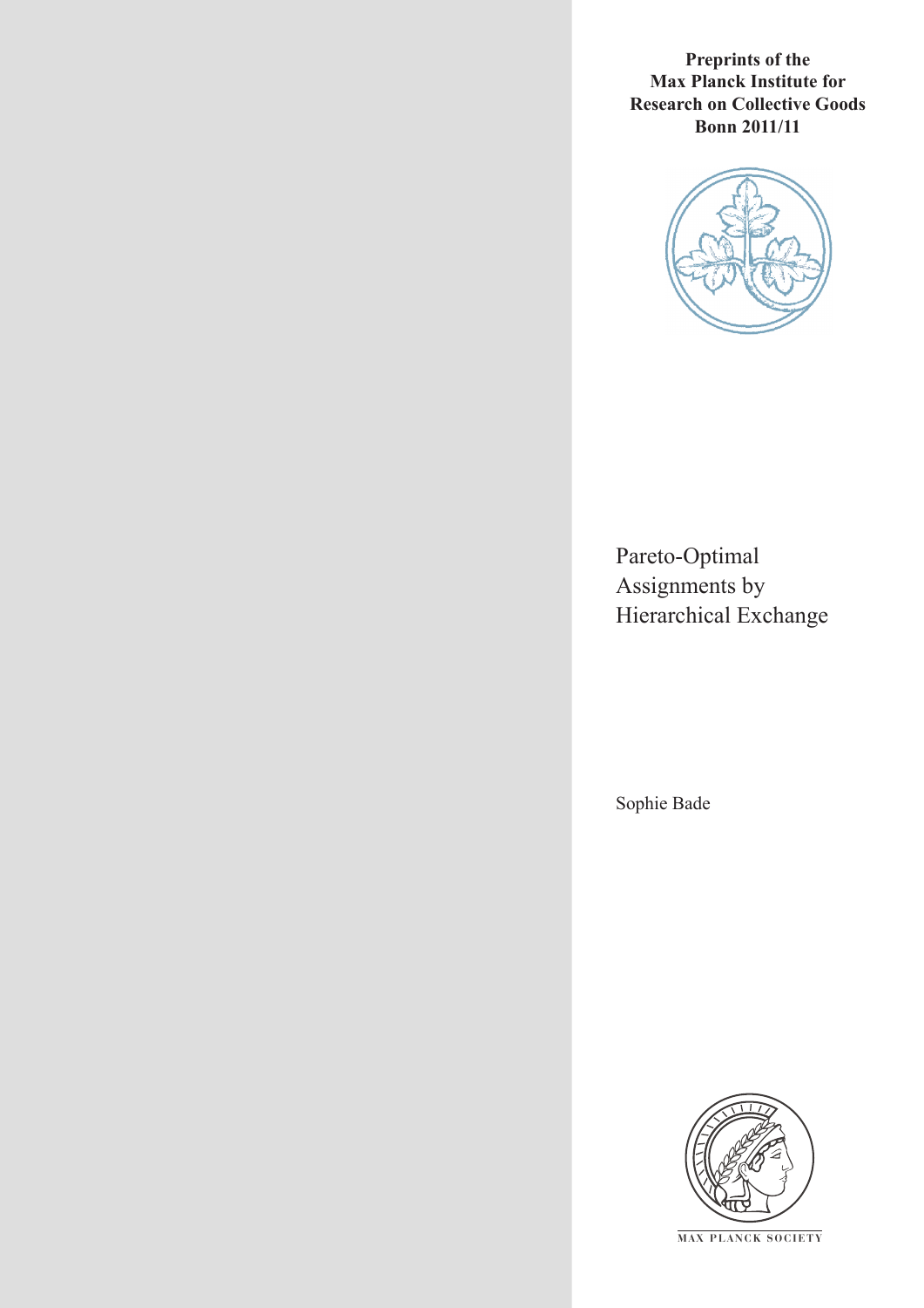**Preprints of the Max Planck Institute for Research on Collective Goods Bonn 2011/11**

# Pareto-Optimal Assignments by Hierarchical Exchange

Sophie Bade

MAX PLANCK SOCIETY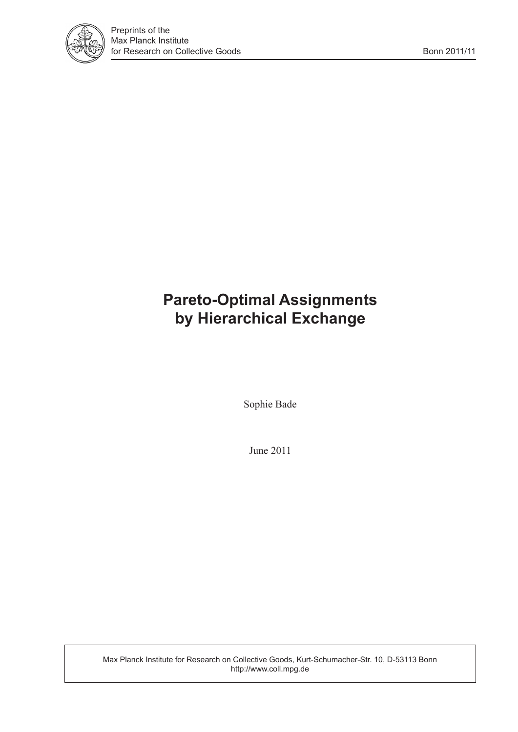Preprints of the
Max Planck Institute
for Research on Collective Goods

Bonn 2011/11

# Pareto-Optimal Assignments by Hierarchical Exchange

Sophie Bade

June 2011

Max Planck Institute for Research on Collective Goods, Kurt-Schumacher-Str. 10, D-53113 Bonn
http://www.coll.mpg.de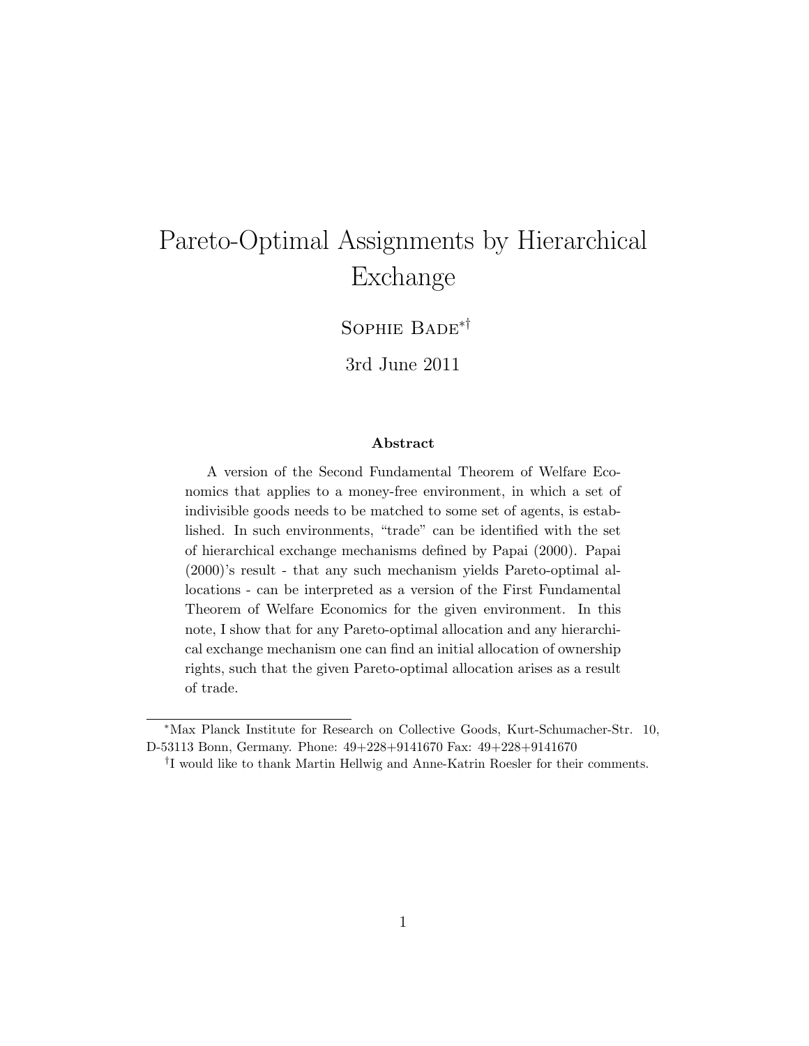# Pareto-Optimal Assignments by Hierarchical Exchange

Sophie Bade[*†]

3rd June 2011

**Abstract**

A version of the Second Fundamental Theorem of Welfare Economics that applies to a money-free environment, in which a set of indivisible goods needs to be matched to some set of agents, is established. In such environments, "trade" can be identified with the set of hierarchical exchange mechanisms defined by Papai (2000). Papai (2000)'s result - that any such mechanism yields Pareto-optimal allocations - can be interpreted as a version of the First Fundamental Theorem of Welfare Economics for the given environment. In this note, I show that for any Pareto-optimal allocation and any hierarchical exchange mechanism one can find an initial allocation of ownership rights, such that the given Pareto-optimal allocation arises as a result of trade.

---

[*] Max Planck Institute for Research on Collective Goods, Kurt-Schumacher-Str. 10, D-53113 Bonn, Germany. Phone: 49+228+9141670 Fax: 49+228+9141670

[†] I would like to thank Martin Hellwig and Anne-Katrin Roesler for their comments.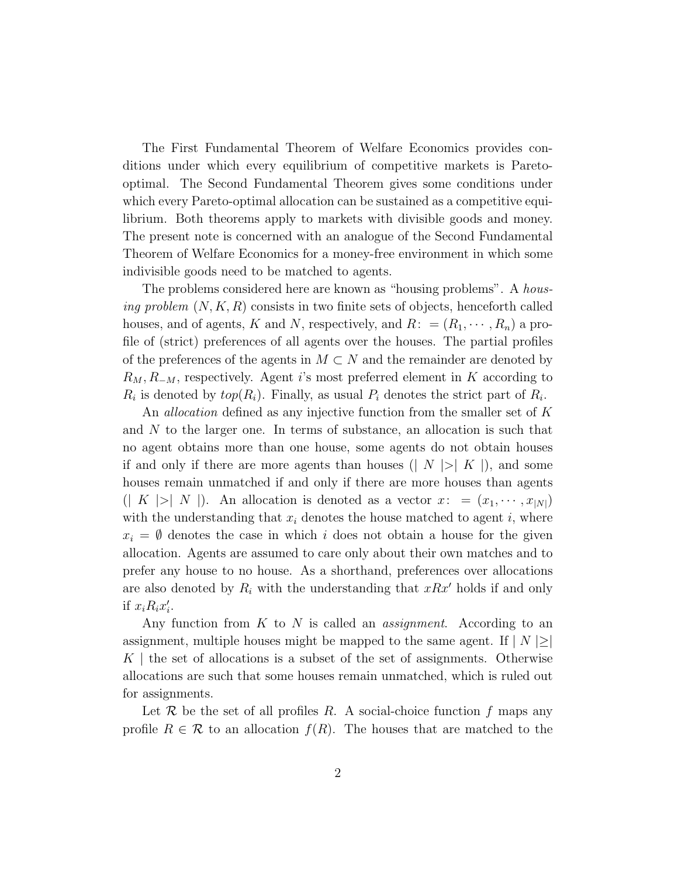The First Fundamental Theorem of Welfare Economics provides conditions under which every equilibrium of competitive markets is Pareto-optimal. The Second Fundamental Theorem gives some conditions under which every Pareto-optimal allocation can be sustained as a competitive equilibrium. Both theorems apply to markets with divisible goods and money. The present note is concerned with an analogue of the Second Fundamental Theorem of Welfare Economics for a money-free environment in which some indivisible goods need to be matched to agents.

The problems considered here are known as "housing problems". A *housing problem* $(N, K, R)$ consists in two finite sets of objects, henceforth called houses, and of agents, $K$ and $N$, respectively, and $R\colon = (R_1, \cdots, R_n)$ a profile of (strict) preferences of all agents over the houses. The partial profiles of the preferences of the agents in $M \subset N$ and the remainder are denoted by $R_M, R_{-M}$, respectively. Agent $i$'s most preferred element in $K$ according to $R_i$ is denoted by $top(R_i)$. Finally, as usual $P_i$ denotes the strict part of $R_i$.

An *allocation* defined as any injective function from the smaller set of $K$ and $N$ to the larger one. In terms of substance, an allocation is such that no agent obtains more than one house, some agents do not obtain houses if and only if there are more agents than houses ($\mid N \mid > \mid K \mid$), and some houses remain unmatched if and only if there are more houses than agents ($\mid K \mid > \mid N \mid$). An allocation is denoted as a vector $x\colon = (x_1, \cdots, x_{|N|})$ with the understanding that $x_i$ denotes the house matched to agent $i$, where $x_i = \emptyset$ denotes the case in which $i$ does not obtain a house for the given allocation. Agents are assumed to care only about their own matches and to prefer any house to no house. As a shorthand, preferences over allocations are also denoted by $R_i$ with the understanding that $xRx'$ holds if and only if $x_i R_i x'_i$.

Any function from $K$ to $N$ is called an *assignment*. According to an assignment, multiple houses might be mapped to the same agent. If $\mid N \mid \geq \mid K \mid$ the set of allocations is a subset of the set of assignments. Otherwise allocations are such that some houses remain unmatched, which is ruled out for assignments.

Let $\mathcal{R}$ be the set of all profiles $R$. A social-choice function $f$ maps any profile $R \in \mathcal{R}$ to an allocation $f(R)$. The houses that are matched to the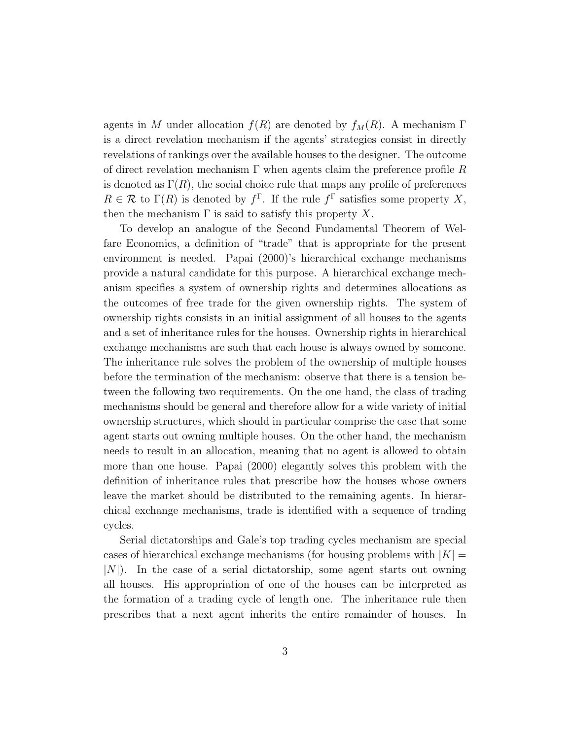agents in $M$ under allocation $f(R)$ are denoted by $f_M(R)$. A mechanism $\Gamma$ is a direct revelation mechanism if the agents' strategies consist in directly revelations of rankings over the available houses to the designer. The outcome of direct revelation mechanism $\Gamma$ when agents claim the preference profile $R$ is denoted as $\Gamma(R)$, the social choice rule that maps any profile of preferences $R \in \mathcal{R}$ to $\Gamma(R)$ is denoted by $f^\Gamma$. If the rule $f^\Gamma$ satisfies some property $X$, then the mechanism $\Gamma$ is said to satisfy this property $X$.

To develop an analogue of the Second Fundamental Theorem of Welfare Economics, a definition of "trade" that is appropriate for the present environment is needed. Papai (2000)'s hierarchical exchange mechanisms provide a natural candidate for this purpose. A hierarchical exchange mechanism specifies a system of ownership rights and determines allocations as the outcomes of free trade for the given ownership rights. The system of ownership rights consists in an initial assignment of all houses to the agents and a set of inheritance rules for the houses. Ownership rights in hierarchical exchange mechanisms are such that each house is always owned by someone. The inheritance rule solves the problem of the ownership of multiple houses before the termination of the mechanism: observe that there is a tension between the following two requirements. On the one hand, the class of trading mechanisms should be general and therefore allow for a wide variety of initial ownership structures, which should in particular comprise the case that some agent starts out owning multiple houses. On the other hand, the mechanism needs to result in an allocation, meaning that no agent is allowed to obtain more than one house. Papai (2000) elegantly solves this problem with the definition of inheritance rules that prescribe how the houses whose owners leave the market should be distributed to the remaining agents. In hierarchical exchange mechanisms, trade is identified with a sequence of trading cycles.

Serial dictatorships and Gale's top trading cycles mechanism are special cases of hierarchical exchange mechanisms (for housing problems with $|K| = |N|$). In the case of a serial dictatorship, some agent starts out owning all houses. His appropriation of one of the houses can be interpreted as the formation of a trading cycle of length one. The inheritance rule then prescribes that a next agent inherits the entire remainder of houses. In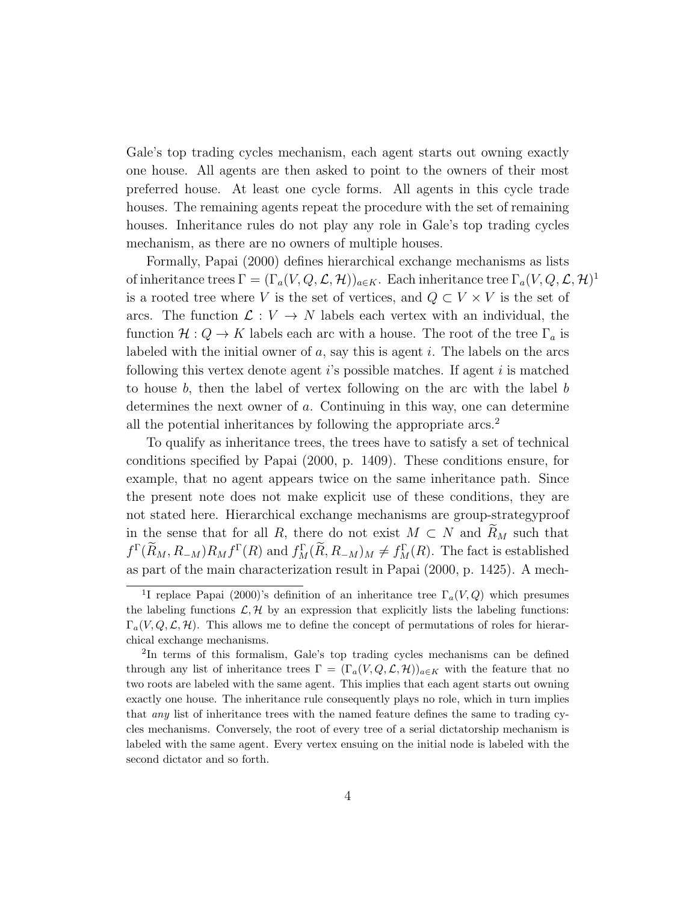Gale's top trading cycles mechanism, each agent starts out owning exactly one house. All agents are then asked to point to the owners of their most preferred house. At least one cycle forms. All agents in this cycle trade houses. The remaining agents repeat the procedure with the set of remaining houses. Inheritance rules do not play any role in Gale's top trading cycles mechanism, as there are no owners of multiple houses.

Formally, Papai (2000) defines hierarchical exchange mechanisms as lists of inheritance trees $\Gamma = (\Gamma_a(V, Q, \mathcal{L}, \mathcal{H}))_{a \in K}$. Each inheritance tree $\Gamma_a(V, Q, \mathcal{L}, \mathcal{H})$[1] is a rooted tree where $V$ is the set of vertices, and $Q \subset V \times V$ is the set of arcs. The function $\mathcal{L} : V \to N$ labels each vertex with an individual, the function $\mathcal{H} : Q \to K$ labels each arc with a house. The root of the tree $\Gamma_a$ is labeled with the initial owner of $a$, say this is agent $i$. The labels on the arcs following this vertex denote agent $i$'s possible matches. If agent $i$ is matched to house $b$, then the label of vertex following on the arc with the label $b$ determines the next owner of $a$. Continuing in this way, one can determine all the potential inheritances by following the appropriate arcs.[2]

To qualify as inheritance trees, the trees have to satisfy a set of technical conditions specified by Papai (2000, p. 1409). These conditions ensure, for example, that no agent appears twice on the same inheritance path. Since the present note does not make explicit use of these conditions, they are not stated here. Hierarchical exchange mechanisms are group-strategyproof in the sense that for all $R$, there do not exist $M \subset N$ and $\widetilde{R}_M$ such that $f^{\Gamma}(\widetilde{R}_M, R_{-M}) R_M f^{\Gamma}(R)$ and $f^{\Gamma}_M(\widetilde{R}, R_{-M})_M \neq f^{\Gamma}_M(R)$. The fact is established as part of the main characterization result in Papai (2000, p. 1425). A mech-

[1] I replace Papai (2000)'s definition of an inheritance tree $\Gamma_a(V, Q)$ which presumes the labeling functions $\mathcal{L}, \mathcal{H}$ by an expression that explicitly lists the labeling functions: $\Gamma_a(V, Q, \mathcal{L}, \mathcal{H})$. This allows me to define the concept of permutations of roles for hierarchical exchange mechanisms.

[2] In terms of this formalism, Gale's top trading cycles mechanisms can be defined through any list of inheritance trees $\Gamma = (\Gamma_a(V, Q, \mathcal{L}, \mathcal{H}))_{a \in K}$ with the feature that no two roots are labeled with the same agent. This implies that each agent starts out owning exactly one house. The inheritance rule consequently plays no role, which in turn implies that *any* list of inheritance trees with the named feature defines the same to trading cycles mechanisms. Conversely, the root of every tree of a serial dictatorship mechanism is labeled with the same agent. Every vertex ensuing on the initial node is labeled with the second dictator and so forth.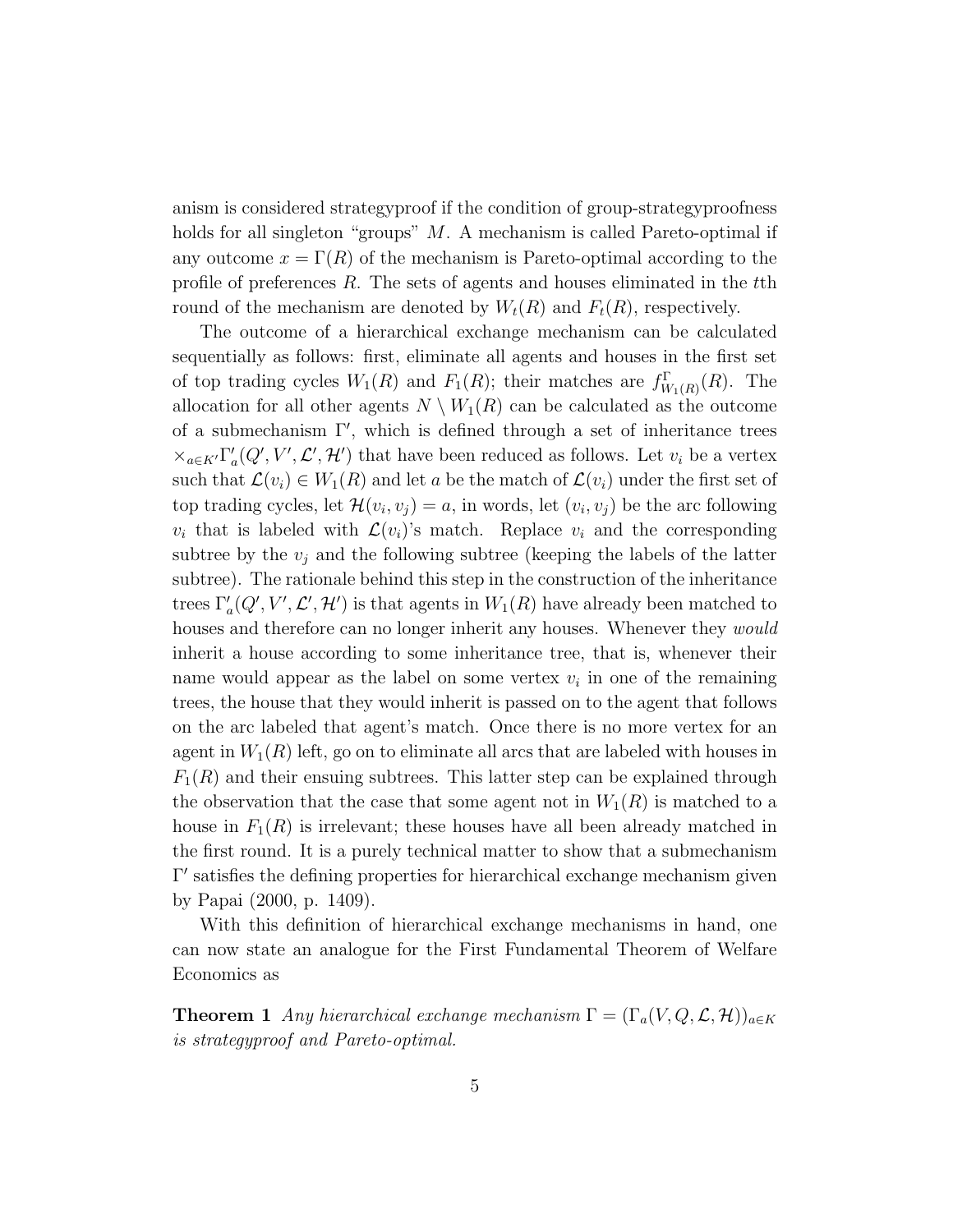anism is considered strategyproof if the condition of group-strategyproofness holds for all singleton "groups" $M$. A mechanism is called Pareto-optimal if any outcome $x = \Gamma(R)$ of the mechanism is Pareto-optimal according to the profile of preferences $R$. The sets of agents and houses eliminated in the $t$th round of the mechanism are denoted by $W_t(R)$ and $F_t(R)$, respectively.

The outcome of a hierarchical exchange mechanism can be calculated sequentially as follows: first, eliminate all agents and houses in the first set of top trading cycles $W_1(R)$ and $F_1(R)$; their matches are $f^{\Gamma}_{W_1(R)}(R)$. The allocation for all other agents $N \setminus W_1(R)$ can be calculated as the outcome of a submechanism $\Gamma'$, which is defined through a set of inheritance trees $\times_{a \in K'} \Gamma'_a(Q', V', \mathcal{L}', \mathcal{H}')$ that have been reduced as follows. Let $v_i$ be a vertex such that $\mathcal{L}(v_i) \in W_1(R)$ and let $a$ be the match of $\mathcal{L}(v_i)$ under the first set of top trading cycles, let $\mathcal{H}(v_i, v_j) = a$, in words, let $(v_i, v_j)$ be the arc following $v_i$ that is labeled with $\mathcal{L}(v_i)$'s match. Replace $v_i$ and the corresponding subtree by the $v_j$ and the following subtree (keeping the labels of the latter subtree). The rationale behind this step in the construction of the inheritance trees $\Gamma'_a(Q', V', \mathcal{L}', \mathcal{H}')$ is that agents in $W_1(R)$ have already been matched to houses and therefore can no longer inherit any houses. Whenever they *would* inherit a house according to some inheritance tree, that is, whenever their name would appear as the label on some vertex $v_i$ in one of the remaining trees, the house that they would inherit is passed on to the agent that follows on the arc labeled that agent's match. Once there is no more vertex for an agent in $W_1(R)$ left, go on to eliminate all arcs that are labeled with houses in $F_1(R)$ and their ensuing subtrees. This latter step can be explained through the observation that the case that some agent not in $W_1(R)$ is matched to a house in $F_1(R)$ is irrelevant; these houses have all been already matched in the first round. It is a purely technical matter to show that a submechanism $\Gamma'$ satisfies the defining properties for hierarchical exchange mechanism given by Papai (2000, p. 1409).

With this definition of hierarchical exchange mechanisms in hand, one can now state an analogue for the First Fundamental Theorem of Welfare Economics as

**Theorem 1** *Any hierarchical exchange mechanism* $\Gamma = (\Gamma_a(V, Q, \mathcal{L}, \mathcal{H}))_{a \in K}$ *is strategyproof and Pareto-optimal.*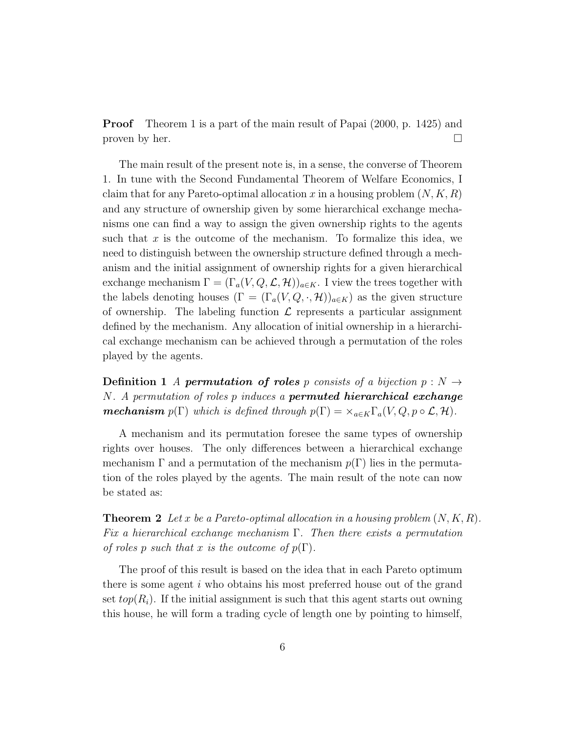**Proof** Theorem 1 is a part of the main result of Papai (2000, p. 1425) and proven by her. □

The main result of the present note is, in a sense, the converse of Theorem 1. In tune with the Second Fundamental Theorem of Welfare Economics, I claim that for any Pareto-optimal allocation $x$ in a housing problem $(N, K, R)$ and any structure of ownership given by some hierarchical exchange mechanisms one can find a way to assign the given ownership rights to the agents such that $x$ is the outcome of the mechanism. To formalize this idea, we need to distinguish between the ownership structure defined through a mechanism and the initial assignment of ownership rights for a given hierarchical exchange mechanism $\Gamma = (\Gamma_a(V, Q, \mathcal{L}, \mathcal{H}))_{a \in K}$. I view the trees together with the labels denoting houses ($\Gamma = (\Gamma_a(V, Q, \cdot, \mathcal{H}))_{a \in K}$) as the given structure of ownership. The labeling function $\mathcal{L}$ represents a particular assignment defined by the mechanism. Any allocation of initial ownership in a hierarchical exchange mechanism can be achieved through a permutation of the roles played by the agents.

**Definition 1** *A* ***permutation of roles*** *$p$ consists of a bijection $p : N \to N$. A permutation of roles $p$ induces a* ***permuted hierarchical exchange mechanism*** *$p(\Gamma)$ which is defined through $p(\Gamma) = \times_{a \in K} \Gamma_a(V, Q, p \circ \mathcal{L}, \mathcal{H})$.*

A mechanism and its permutation foresee the same types of ownership rights over houses. The only differences between a hierarchical exchange mechanism $\Gamma$ and a permutation of the mechanism $p(\Gamma)$ lies in the permutation of the roles played by the agents. The main result of the note can now be stated as:

**Theorem 2** *Let $x$ be a Pareto-optimal allocation in a housing problem $(N, K, R)$. Fix a hierarchical exchange mechanism $\Gamma$. Then there exists a permutation of roles $p$ such that $x$ is the outcome of $p(\Gamma)$.*

The proof of this result is based on the idea that in each Pareto optimum there is some agent $i$ who obtains his most preferred house out of the grand set $top(R_i)$. If the initial assignment is such that this agent starts out owning this house, he will form a trading cycle of length one by pointing to himself,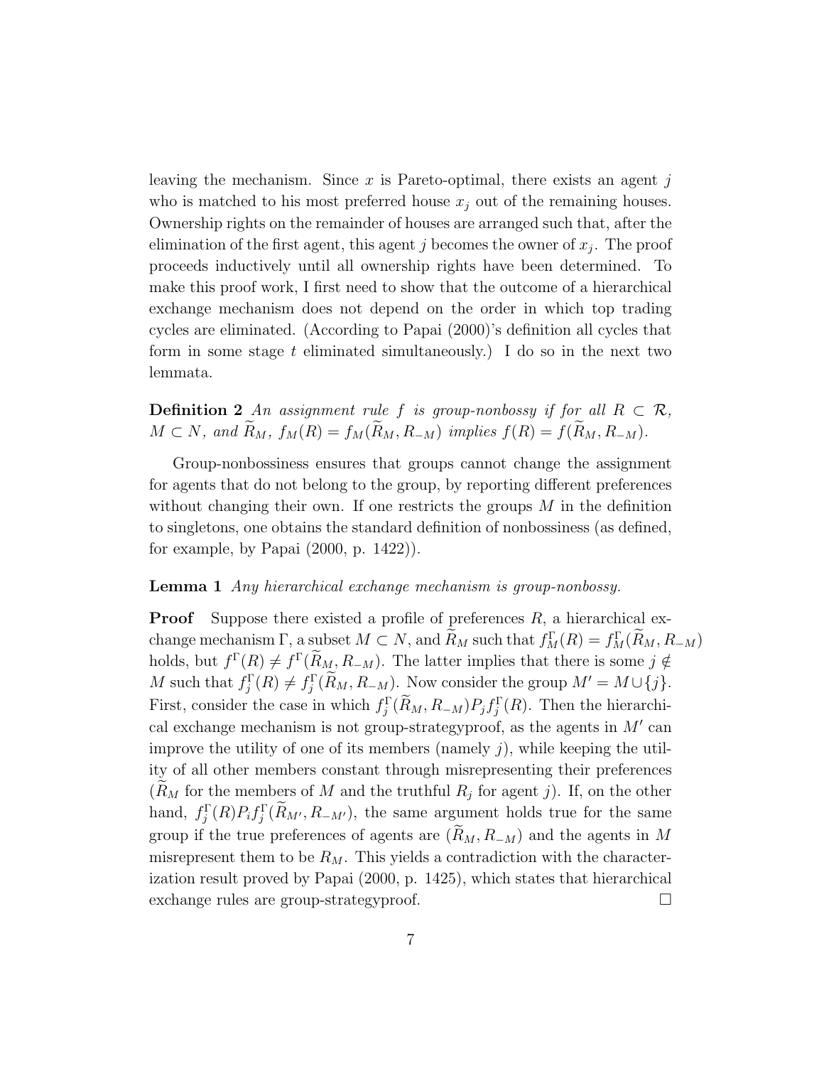leaving the mechanism. Since $x$ is Pareto-optimal, there exists an agent $j$ who is matched to his most preferred house $x_j$ out of the remaining houses. Ownership rights on the remainder of houses are arranged such that, after the elimination of the first agent, this agent $j$ becomes the owner of $x_j$. The proof proceeds inductively until all ownership rights have been determined. To make this proof work, I first need to show that the outcome of a hierarchical exchange mechanism does not depend on the order in which top trading cycles are eliminated. (According to Papai (2000)'s definition all cycles that form in some stage $t$ eliminated simultaneously.) I do so in the next two lemmata.

**Definition 2** *An assignment rule $f$ is group-nonbossy if for all $R \subset \mathcal{R}$, $M \subset N$, and $\widetilde{R}_M$, $f_M(R) = f_M(\widetilde{R}_M, R_{-M})$ implies $f(R) = f(\widetilde{R}_M, R_{-M})$.*

Group-nonbossiness ensures that groups cannot change the assignment for agents that do not belong to the group, by reporting different preferences without changing their own. If one restricts the groups $M$ in the definition to singletons, one obtains the standard definition of nonbossiness (as defined, for example, by Papai (2000, p. 1422)).

**Lemma 1** *Any hierarchical exchange mechanism is group-nonbossy.*

**Proof** Suppose there existed a profile of preferences $R$, a hierarchical exchange mechanism $\Gamma$, a subset $M \subset N$, and $\widetilde{R}_M$ such that $f^\Gamma_M(R) = f^\Gamma_M(\widetilde{R}_M, R_{-M})$ holds, but $f^\Gamma(R) \neq f^\Gamma(\widetilde{R}_M, R_{-M})$. The latter implies that there is some $j \notin M$ such that $f^\Gamma_j(R) \neq f^\Gamma_j(\widetilde{R}_M, R_{-M})$. Now consider the group $M' = M \cup \{j\}$. First, consider the case in which $f^\Gamma_j(\widetilde{R}_M, R_{-M}) P_j f^\Gamma_j(R)$. Then the hierarchical exchange mechanism is not group-strategyproof, as the agents in $M'$ can improve the utility of one of its members (namely $j$), while keeping the utility of all other members constant through misrepresenting their preferences ($\widetilde{R}_M$ for the members of $M$ and the truthful $R_j$ for agent $j$). If, on the other hand, $f^\Gamma_j(R) P_i f^\Gamma_j(\widetilde{R}_{M'}, R_{-M'})$, the same argument holds true for the same group if the true preferences of agents are $(\widetilde{R}_M, R_{-M})$ and the agents in $M$ misrepresent them to be $R_M$. This yields a contradiction with the characterization result proved by Papai (2000, p. 1425), which states that hierarchical exchange rules are group-strategyproof. $\square$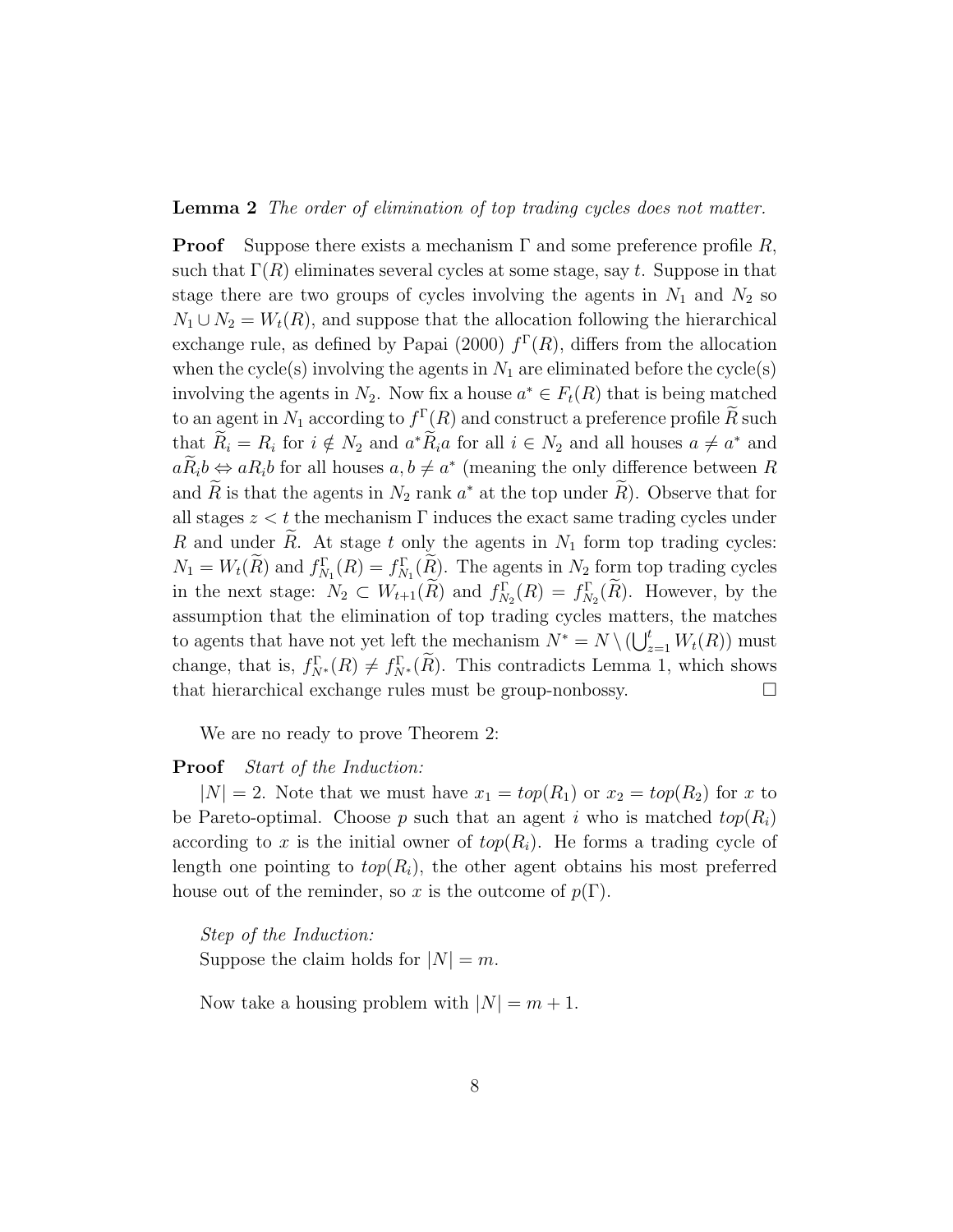**Lemma 2** *The order of elimination of top trading cycles does not matter.*

**Proof** Suppose there exists a mechanism $\Gamma$ and some preference profile $R$, such that $\Gamma(R)$ eliminates several cycles at some stage, say $t$. Suppose in that stage there are two groups of cycles involving the agents in $N_1$ and $N_2$ so $N_1 \cup N_2 = W_t(R)$, and suppose that the allocation following the hierarchical exchange rule, as defined by Papai (2000) $f^{\Gamma}(R)$, differs from the allocation when the cycle(s) involving the agents in $N_1$ are eliminated before the cycle(s) involving the agents in $N_2$. Now fix a house $a^* \in F_t(R)$ that is being matched to an agent in $N_1$ according to $f^{\Gamma}(R)$ and construct a preference profile $\widetilde{R}$ such that $\widetilde{R}_i = R_i$ for $i \notin N_2$ and $a^* \widetilde{R}_i a$ for all $i \in N_2$ and all houses $a \neq a^*$ and $a \widetilde{R}_i b \Leftrightarrow a R_i b$ for all houses $a, b \neq a^*$ (meaning the only difference between $R$ and $\widetilde{R}$ is that the agents in $N_2$ rank $a^*$ at the top under $\widetilde{R}$). Observe that for all stages $z < t$ the mechanism $\Gamma$ induces the exact same trading cycles under $R$ and under $\widetilde{R}$. At stage $t$ only the agents in $N_1$ form top trading cycles: $N_1 = W_t(\widetilde{R})$ and $f^{\Gamma}_{N_1}(R) = f^{\Gamma}_{N_1}(\widetilde{R})$. The agents in $N_2$ form top trading cycles in the next stage: $N_2 \subset W_{t+1}(\widetilde{R})$ and $f^{\Gamma}_{N_2}(R) = f^{\Gamma}_{N_2}(\widetilde{R})$. However, by the assumption that the elimination of top trading cycles matters, the matches to agents that have not yet left the mechanism $N^* = N \setminus (\bigcup_{z=1}^{t} W_t(R))$ must change, that is, $f^{\Gamma}_{N^*}(R) \neq f^{\Gamma}_{N^*}(\widetilde{R})$. This contradicts Lemma 1, which shows that hierarchical exchange rules must be group-nonbossy. $\square$

We are no ready to prove Theorem 2:

**Proof** *Start of the Induction:*

$|N| = 2$. Note that we must have $x_1 = top(R_1)$ or $x_2 = top(R_2)$ for $x$ to be Pareto-optimal. Choose $p$ such that an agent $i$ who is matched $top(R_i)$ according to $x$ is the initial owner of $top(R_i)$. He forms a trading cycle of length one pointing to $top(R_i)$, the other agent obtains his most preferred house out of the reminder, so $x$ is the outcome of $p(\Gamma)$.

*Step of the Induction:*
Suppose the claim holds for $|N| = m$.

Now take a housing problem with $|N| = m + 1$.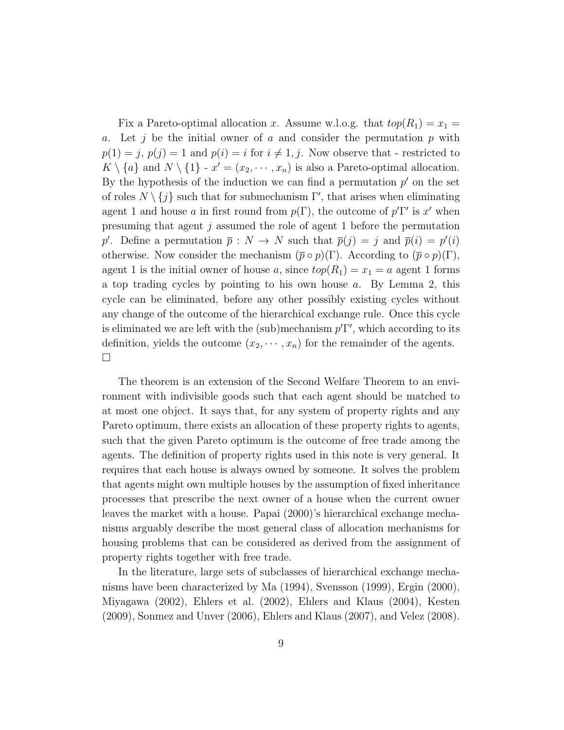Fix a Pareto-optimal allocation $x$. Assume w.l.o.g. that $top(R_1) = x_1 = a$. Let $j$ be the initial owner of $a$ and consider the permutation $p$ with $p(1) = j$, $p(j) = 1$ and $p(i) = i$ for $i \neq 1, j$. Now observe that - restricted to $K \setminus \{a\}$ and $N \setminus \{1\}$ - $x' = (x_2, \cdots, x_n)$ is also a Pareto-optimal allocation. By the hypothesis of the induction we can find a permutation $p'$ on the set of roles $N \setminus \{j\}$ such that for submechanism $\Gamma'$, that arises when eliminating agent 1 and house $a$ in first round from $p(\Gamma)$, the outcome of $p'\Gamma'$ is $x'$ when presuming that agent $j$ assumed the role of agent 1 before the permutation $p'$. Define a permutation $\overline{p} : N \to N$ such that $\overline{p}(j) = j$ and $\overline{p}(i) = p'(i)$ otherwise. Now consider the mechanism $(\overline{p} \circ p)(\Gamma)$. According to $(\overline{p} \circ p)(\Gamma)$, agent 1 is the initial owner of house $a$, since $top(R_1) = x_1 = a$ agent 1 forms a top trading cycles by pointing to his own house $a$. By Lemma 2, this cycle can be eliminated, before any other possibly existing cycles without any change of the outcome of the hierarchical exchange rule. Once this cycle is eliminated we are left with the (sub)mechanism $p'\Gamma'$, which according to its definition, yields the outcome $(x_2, \cdots, x_n)$ for the remainder of the agents. □

The theorem is an extension of the Second Welfare Theorem to an environment with indivisible goods such that each agent should be matched to at most one object. It says that, for any system of property rights and any Pareto optimum, there exists an allocation of these property rights to agents, such that the given Pareto optimum is the outcome of free trade among the agents. The definition of property rights used in this note is very general. It requires that each house is always owned by someone. It solves the problem that agents might own multiple houses by the assumption of fixed inheritance processes that prescribe the next owner of a house when the current owner leaves the market with a house. Papai (2000)'s hierarchical exchange mechanisms arguably describe the most general class of allocation mechanisms for housing problems that can be considered as derived from the assignment of property rights together with free trade.

In the literature, large sets of subclasses of hierarchical exchange mechanisms have been characterized by Ma (1994), Svensson (1999), Ergin (2000), Miyagawa (2002), Ehlers et al. (2002), Ehlers and Klaus (2004), Kesten (2009), Sonmez and Unver (2006), Ehlers and Klaus (2007), and Velez (2008).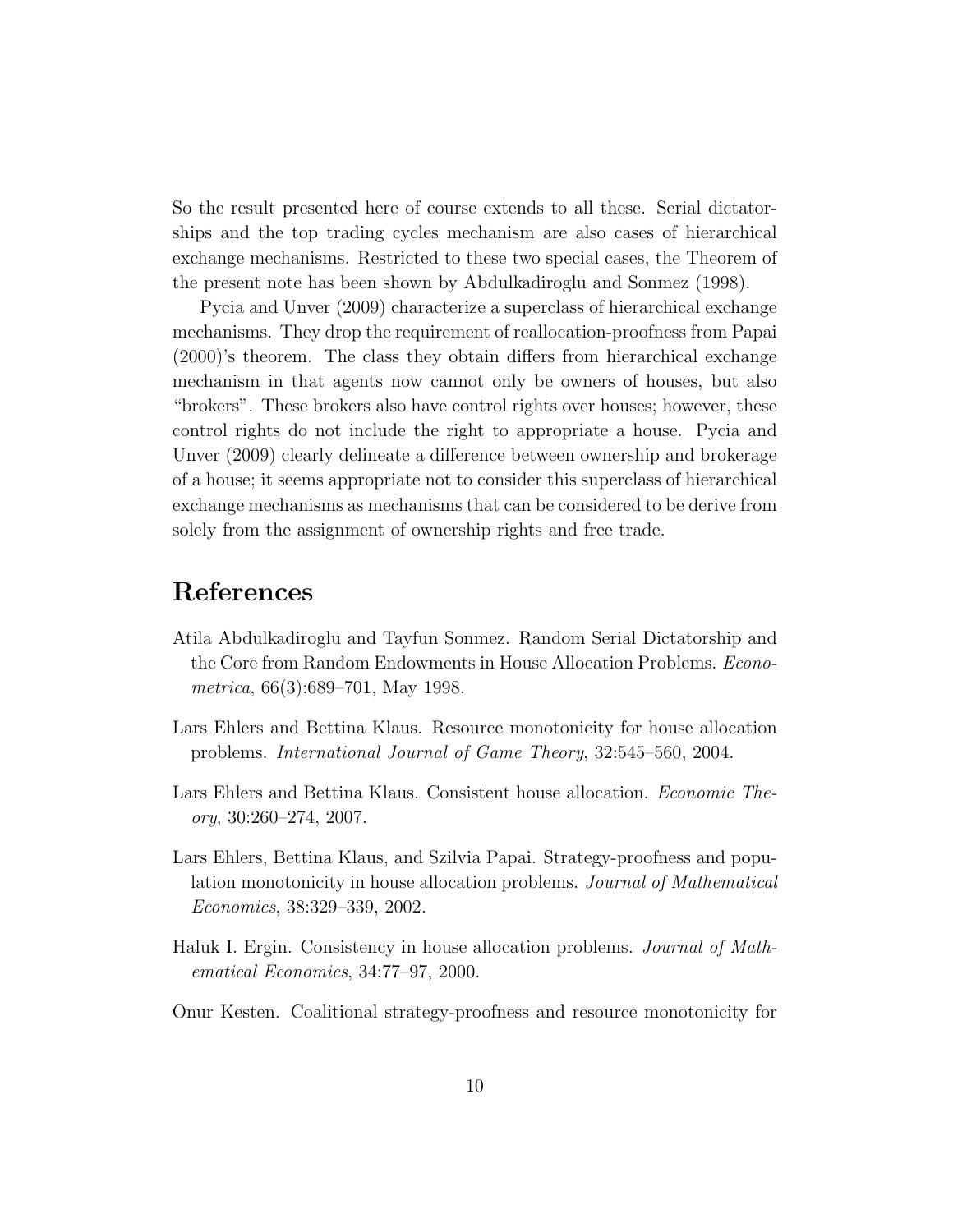So the result presented here of course extends to all these. Serial dictatorships and the top trading cycles mechanism are also cases of hierarchical exchange mechanisms. Restricted to these two special cases, the Theorem of the present note has been shown by Abdulkadiroglu and Sonmez (1998).

Pycia and Unver (2009) characterize a superclass of hierarchical exchange mechanisms. They drop the requirement of reallocation-proofness from Papai (2000)'s theorem. The class they obtain differs from hierarchical exchange mechanism in that agents now cannot only be owners of houses, but also "brokers". These brokers also have control rights over houses; however, these control rights do not include the right to appropriate a house. Pycia and Unver (2009) clearly delineate a difference between ownership and brokerage of a house; it seems appropriate not to consider this superclass of hierarchical exchange mechanisms as mechanisms that can be considered to be derive from solely from the assignment of ownership rights and free trade.

# References

Atila Abdulkadiroglu and Tayfun Sonmez. Random Serial Dictatorship and the Core from Random Endowments in House Allocation Problems. *Econometrica*, 66(3):689–701, May 1998.

Lars Ehlers and Bettina Klaus. Resource monotonicity for house allocation problems. *International Journal of Game Theory*, 32:545–560, 2004.

Lars Ehlers and Bettina Klaus. Consistent house allocation. *Economic Theory*, 30:260–274, 2007.

Lars Ehlers, Bettina Klaus, and Szilvia Papai. Strategy-proofness and population monotonicity in house allocation problems. *Journal of Mathematical Economics*, 38:329–339, 2002.

Haluk I. Ergin. Consistency in house allocation problems. *Journal of Mathematical Economics*, 34:77–97, 2000.

Onur Kesten. Coalitional strategy-proofness and resource monotonicity for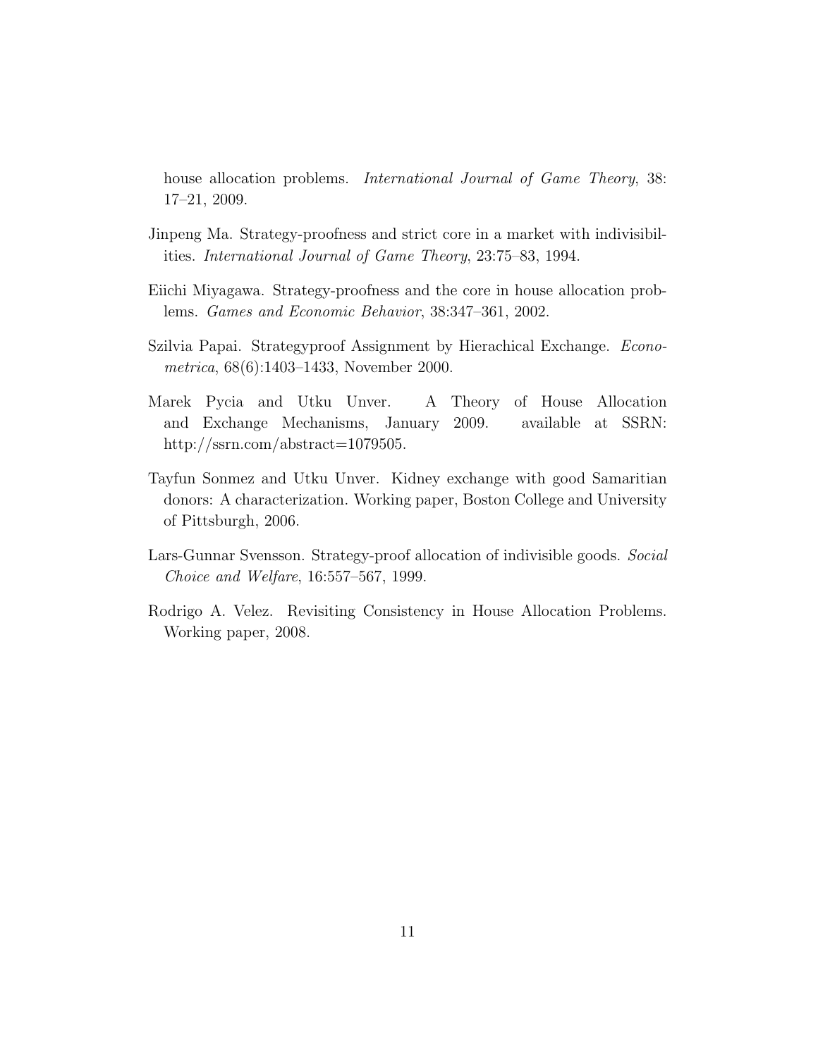house allocation problems. *International Journal of Game Theory*, 38: 17–21, 2009.

Jinpeng Ma. Strategy-proofness and strict core in a market with indivisibilities. *International Journal of Game Theory*, 23:75–83, 1994.

Eiichi Miyagawa. Strategy-proofness and the core in house allocation problems. *Games and Economic Behavior*, 38:347–361, 2002.

Szilvia Papai. Strategyproof Assignment by Hierachical Exchange. *Econometrica*, 68(6):1403–1433, November 2000.

Marek Pycia and Utku Unver. A Theory of House Allocation and Exchange Mechanisms, January 2009. available at SSRN: http://ssrn.com/abstract=1079505.

Tayfun Sonmez and Utku Unver. Kidney exchange with good Samaritian donors: A characterization. Working paper, Boston College and University of Pittsburgh, 2006.

Lars-Gunnar Svensson. Strategy-proof allocation of indivisible goods. *Social Choice and Welfare*, 16:557–567, 1999.

Rodrigo A. Velez. Revisiting Consistency in House Allocation Problems. Working paper, 2008.